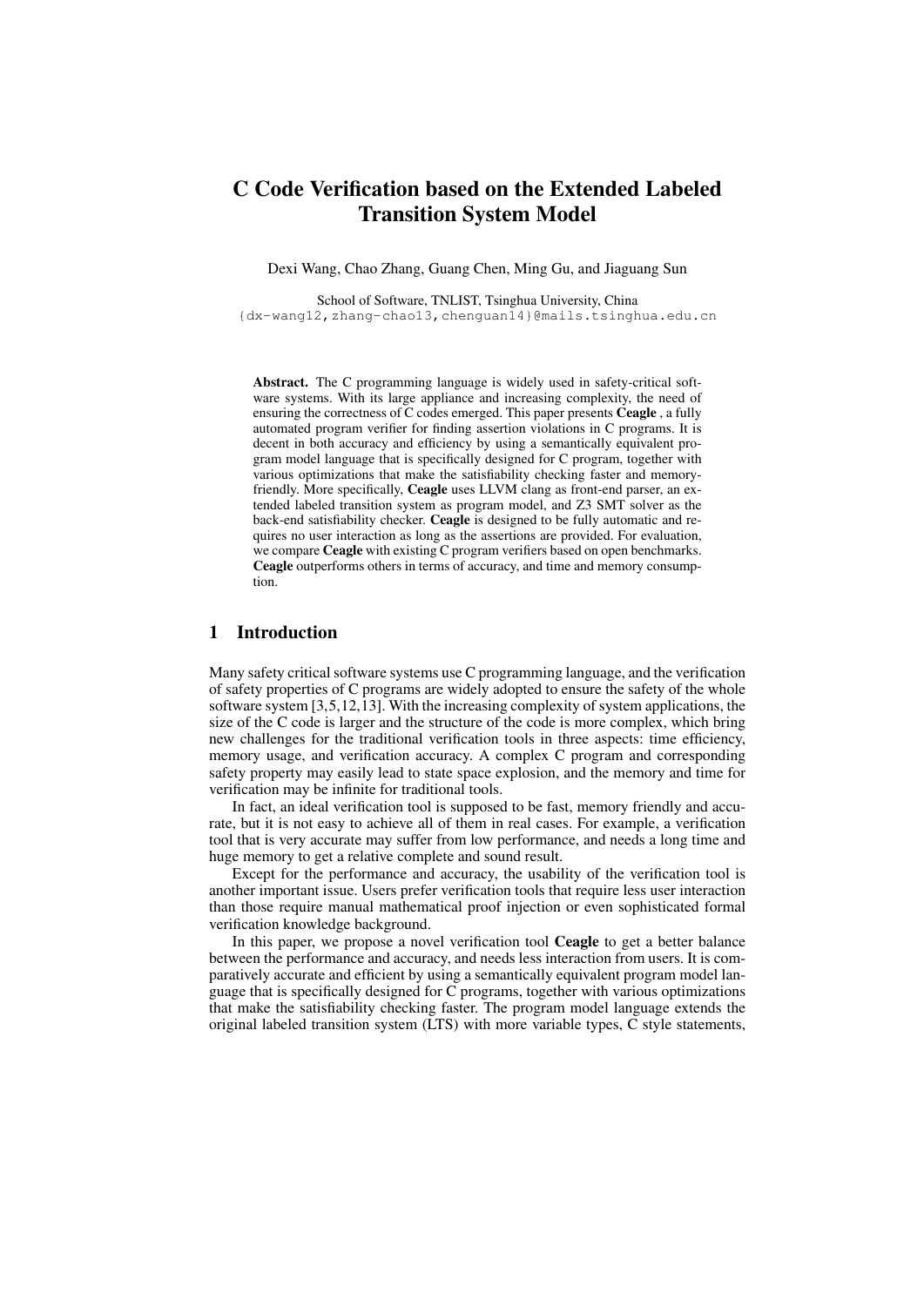# C Code Verification based on the Extended Labeled Transition System Model

Dexi Wang, Chao Zhang, Guang Chen, Ming Gu, and Jiaguang Sun

School of Software, TNLIST, Tsinghua University, China
{dx-wang12,zhang-chao13,chenguan14}@mails.tsinghua.edu.cn

**Abstract.** The C programming language is widely used in safety-critical software systems. With its large appliance and increasing complexity, the need of ensuring the correctness of C codes emerged. This paper presents **Ceagle** , a fully automated program verifier for finding assertion violations in C programs. It is decent in both accuracy and efficiency by using a semantically equivalent program model language that is specifically designed for C program, together with various optimizations that make the satisfiability checking faster and memory-friendly. More specifically, **Ceagle** uses LLVM clang as front-end parser, an extended labeled transition system as program model, and Z3 SMT solver as the back-end satisfiability checker. **Ceagle** is designed to be fully automatic and requires no user interaction as long as the assertions are provided. For evaluation, we compare **Ceagle** with existing C program verifiers based on open benchmarks. **Ceagle** outperforms others in terms of accuracy, and time and memory consumption.

## 1 Introduction

Many safety critical software systems use C programming language, and the verification of safety properties of C programs are widely adopted to ensure the safety of the whole software system [3,5,12,13]. With the increasing complexity of system applications, the size of the C code is larger and the structure of the code is more complex, which bring new challenges for the traditional verification tools in three aspects: time efficiency, memory usage, and verification accuracy. A complex C program and corresponding safety property may easily lead to state space explosion, and the memory and time for verification may be infinite for traditional tools.

In fact, an ideal verification tool is supposed to be fast, memory friendly and accurate, but it is not easy to achieve all of them in real cases. For example, a verification tool that is very accurate may suffer from low performance, and needs a long time and huge memory to get a relative complete and sound result.

Except for the performance and accuracy, the usability of the verification tool is another important issue. Users prefer verification tools that require less user interaction than those require manual mathematical proof injection or even sophisticated formal verification knowledge background.

In this paper, we propose a novel verification tool **Ceagle** to get a better balance between the performance and accuracy, and needs less interaction from users. It is comparatively accurate and efficient by using a semantically equivalent program model language that is specifically designed for C programs, together with various optimizations that make the satisfiability checking faster. The program model language extends the original labeled transition system (LTS) with more variable types, C style statements,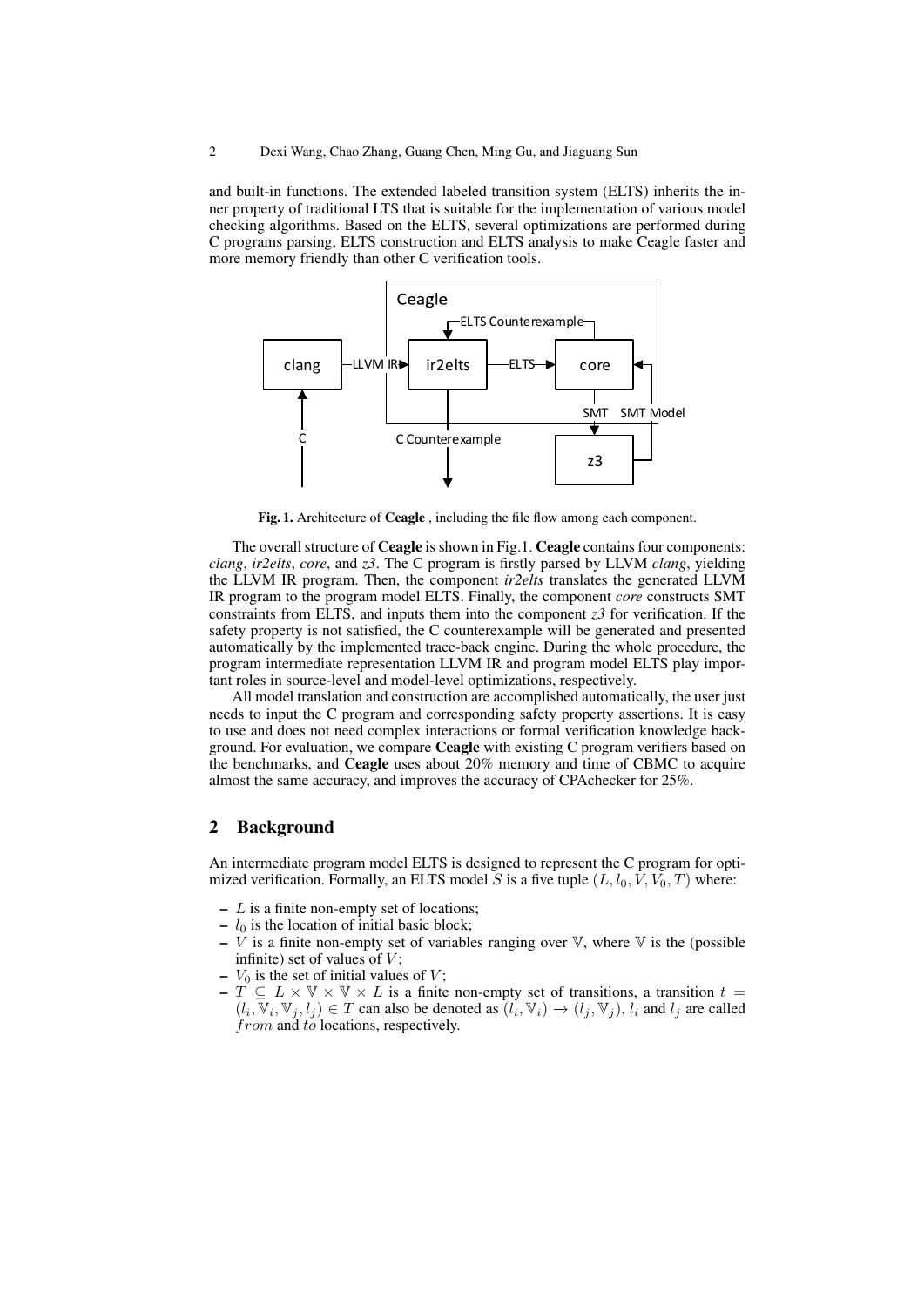and built-in functions. The extended labeled transition system (ELTS) inherits the inner property of traditional LTS that is suitable for the implementation of various model checking algorithms. Based on the ELTS, several optimizations are performed during C programs parsing, ELTS construction and ELTS analysis to make Ceagle faster and more memory friendly than other C verification tools.

**Fig. 1.** Architecture of **Ceagle** , including the file flow among each component.

The overall structure of **Ceagle** is shown in Fig.1. **Ceagle** contains four components: *clang*, *ir2elts*, *core*, and *z3*. The C program is firstly parsed by LLVM *clang*, yielding the LLVM IR program. Then, the component *ir2elts* translates the generated LLVM IR program to the program model ELTS. Finally, the component *core* constructs SMT constraints from ELTS, and inputs them into the component *z3* for verification. If the safety property is not satisfied, the C counterexample will be generated and presented automatically by the implemented trace-back engine. During the whole procedure, the program intermediate representation LLVM IR and program model ELTS play important roles in source-level and model-level optimizations, respectively.

All model translation and construction are accomplished automatically, the user just needs to input the C program and corresponding safety property assertions. It is easy to use and does not need complex interactions or formal verification knowledge background. For evaluation, we compare **Ceagle** with existing C program verifiers based on the benchmarks, and **Ceagle** uses about 20% memory and time of CBMC to acquire almost the same accuracy, and improves the accuracy of CPAchecker for 25%.

## 2 Background

An intermediate program model ELTS is designed to represent the C program for optimized verification. Formally, an ELTS model $S$ is a five tuple $(L, l_0, V, V_0, T)$ where:

- $L$ is a finite non-empty set of locations;
- $l_0$ is the location of initial basic block;
- $V$ is a finite non-empty set of variables ranging over $\mathbb{V}$, where $\mathbb{V}$ is the (possible infinite) set of values of $V$;
- $V_0$ is the set of initial values of $V$;
- $T \subseteq L \times \mathbb{V} \times \mathbb{V} \times L$ is a finite non-empty set of transitions, a transition $t = (l_i, \mathbb{V}_i, \mathbb{V}_j, l_j) \in T$ can also be denoted as $(l_i, \mathbb{V}_i) \rightarrow (l_j, \mathbb{V}_j)$, $l_i$ and $l_j$ are called $from$ and $to$ locations, respectively.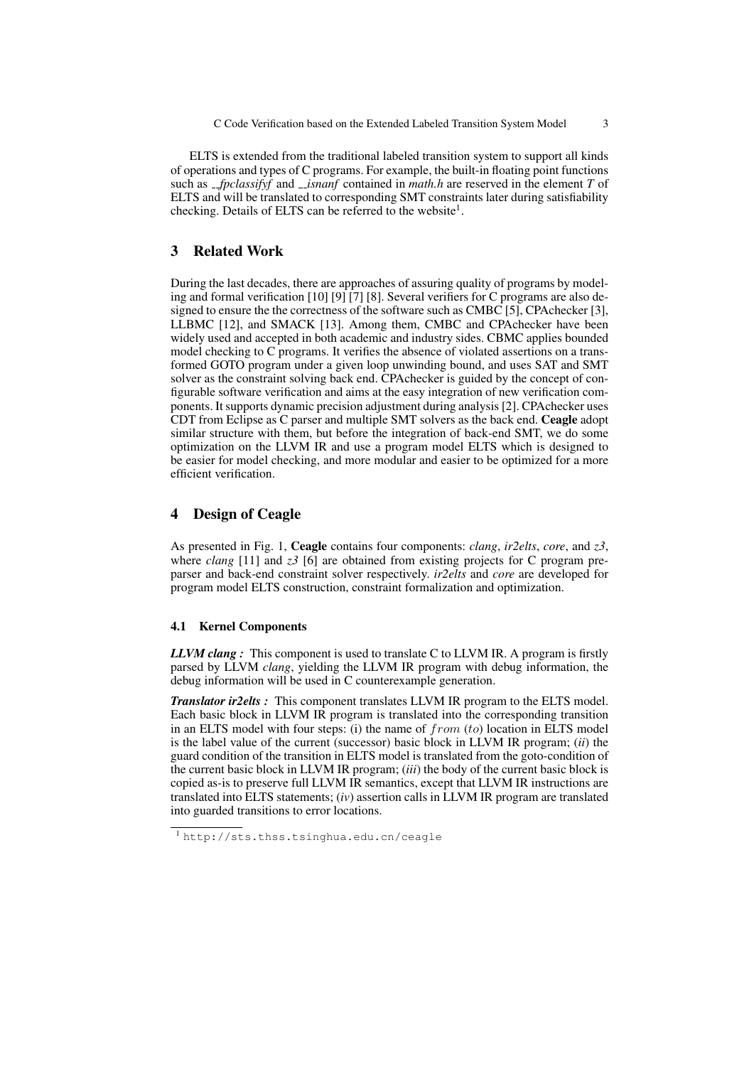ELTS is extended from the traditional labeled transition system to support all kinds of operations and types of C programs. For example, the built-in floating point functions such as *__fpclassifyf* and *__isnanf* contained in *math.h* are reserved in the element *T* of ELTS and will be translated to corresponding SMT constraints later during satisfiability checking. Details of ELTS can be referred to the website[1].

## 3 Related Work

During the last decades, there are approaches of assuring quality of programs by modeling and formal verification [10] [9] [7] [8]. Several verifiers for C programs are also designed to ensure the the correctness of the software such as CMBC [5], CPAchecker [3], LLBMC [12], and SMACK [13]. Among them, CMBC and CPAchecker have been widely used and accepted in both academic and industry sides. CBMC applies bounded model checking to C programs. It verifies the absence of violated assertions on a transformed GOTO program under a given loop unwinding bound, and uses SAT and SMT solver as the constraint solving back end. CPAchecker is guided by the concept of configurable software verification and aims at the easy integration of new verification components. It supports dynamic precision adjustment during analysis [2]. CPAchecker uses CDT from Eclipse as C parser and multiple SMT solvers as the back end. **Ceagle** adopt similar structure with them, but before the integration of back-end SMT, we do some optimization on the LLVM IR and use a program model ELTS which is designed to be easier for model checking, and more modular and easier to be optimized for a more efficient verification.

## 4 Design of Ceagle

As presented in Fig. 1, **Ceagle** contains four components: *clang*, *ir2elts*, *core*, and *z3*, where *clang* [11] and *z3* [6] are obtained from existing projects for C program preparser and back-end constraint solver respectively. *ir2elts* and *core* are developed for program model ELTS construction, constraint formalization and optimization.

### 4.1 Kernel Components

***LLVM clang :*** This component is used to translate C to LLVM IR. A program is firstly parsed by LLVM *clang*, yielding the LLVM IR program with debug information, the debug information will be used in C counterexample generation.

***Translator ir2elts :*** This component translates LLVM IR program to the ELTS model. Each basic block in LLVM IR program is translated into the corresponding transition in an ELTS model with four steps: (i) the name of $from$ ($to$) location in ELTS model is the label value of the current (successor) basic block in LLVM IR program; (*ii*) the guard condition of the transition in ELTS model is translated from the goto-condition of the current basic block in LLVM IR program; (*iii*) the body of the current basic block is copied as-is to preserve full LLVM IR semantics, except that LLVM IR instructions are translated into ELTS statements; (*iv*) assertion calls in LLVM IR program are translated into guarded transitions to error locations.

[1] http://sts.thss.tsinghua.edu.cn/ceagle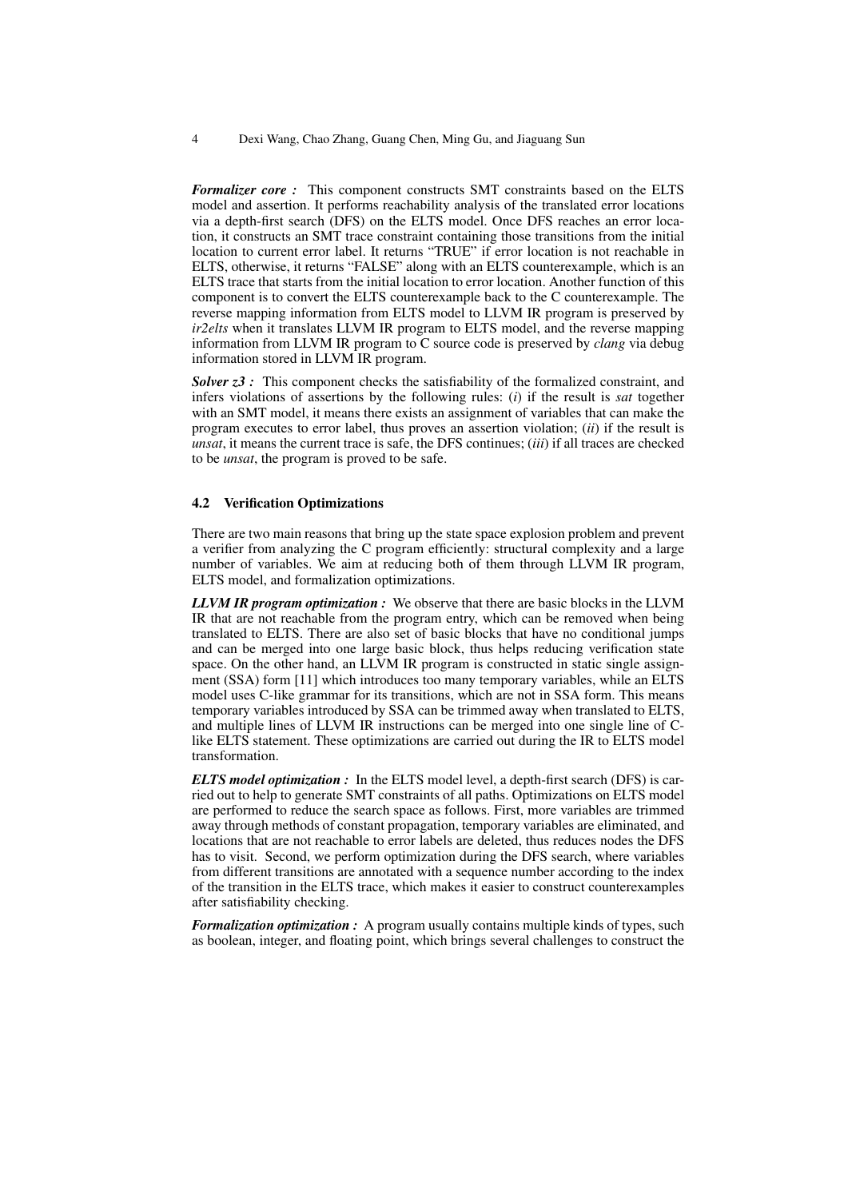***Formalizer core :*** This component constructs SMT constraints based on the ELTS model and assertion. It performs reachability analysis of the translated error locations via a depth-first search (DFS) on the ELTS model. Once DFS reaches an error location, it constructs an SMT trace constraint containing those transitions from the initial location to current error label. It returns "TRUE" if error location is not reachable in ELTS, otherwise, it returns "FALSE" along with an ELTS counterexample, which is an ELTS trace that starts from the initial location to error location. Another function of this component is to convert the ELTS counterexample back to the C counterexample. The reverse mapping information from ELTS model to LLVM IR program is preserved by *ir2elts* when it translates LLVM IR program to ELTS model, and the reverse mapping information from LLVM IR program to C source code is preserved by *clang* via debug information stored in LLVM IR program.

***Solver z3 :*** This component checks the satisfiability of the formalized constraint, and infers violations of assertions by the following rules: (*i*) if the result is *sat* together with an SMT model, it means there exists an assignment of variables that can make the program executes to error label, thus proves an assertion violation; (*ii*) if the result is *unsat*, it means the current trace is safe, the DFS continues; (*iii*) if all traces are checked to be *unsat*, the program is proved to be safe.

### 4.2 Verification Optimizations

There are two main reasons that bring up the state space explosion problem and prevent a verifier from analyzing the C program efficiently: structural complexity and a large number of variables. We aim at reducing both of them through LLVM IR program, ELTS model, and formalization optimizations.

***LLVM IR program optimization :*** We observe that there are basic blocks in the LLVM IR that are not reachable from the program entry, which can be removed when being translated to ELTS. There are also set of basic blocks that have no conditional jumps and can be merged into one large basic block, thus helps reducing verification state space. On the other hand, an LLVM IR program is constructed in static single assignment (SSA) form [11] which introduces too many temporary variables, while an ELTS model uses C-like grammar for its transitions, which are not in SSA form. This means temporary variables introduced by SSA can be trimmed away when translated to ELTS, and multiple lines of LLVM IR instructions can be merged into one single line of C-like ELTS statement. These optimizations are carried out during the IR to ELTS model transformation.

***ELTS model optimization :*** In the ELTS model level, a depth-first search (DFS) is carried out to help to generate SMT constraints of all paths. Optimizations on ELTS model are performed to reduce the search space as follows. First, more variables are trimmed away through methods of constant propagation, temporary variables are eliminated, and locations that are not reachable to error labels are deleted, thus reduces nodes the DFS has to visit. Second, we perform optimization during the DFS search, where variables from different transitions are annotated with a sequence number according to the index of the transition in the ELTS trace, which makes it easier to construct counterexamples after satisfiability checking.

***Formalization optimization :*** A program usually contains multiple kinds of types, such as boolean, integer, and floating point, which brings several challenges to construct the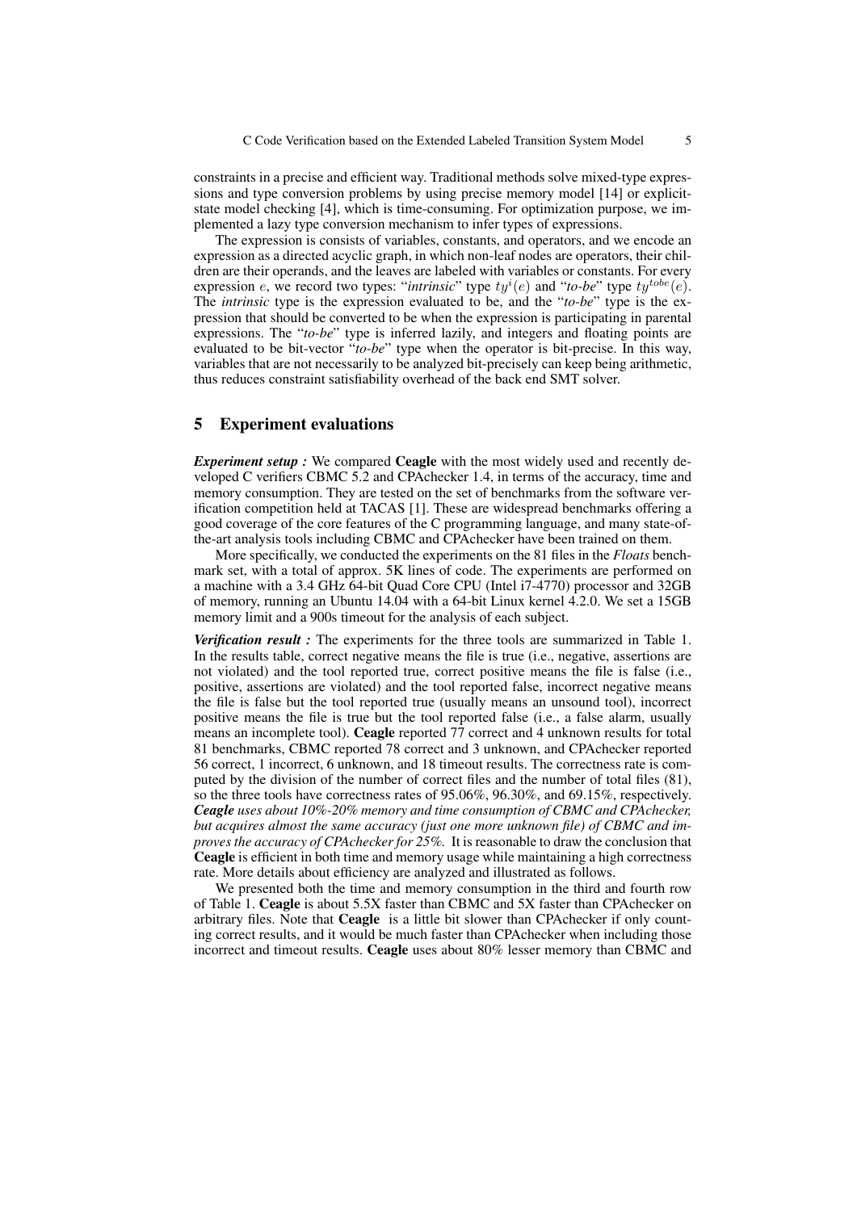constraints in a precise and efficient way. Traditional methods solve mixed-type expressions and type conversion problems by using precise memory model [14] or explicit-state model checking [4], which is time-consuming. For optimization purpose, we implemented a lazy type conversion mechanism to infer types of expressions.

The expression is consists of variables, constants, and operators, and we encode an expression as a directed acyclic graph, in which non-leaf nodes are operators, their children are their operands, and the leaves are labeled with variables or constants. For every expression $e$, we record two types: "*intrinsic*" type $ty^i(e)$ and "*to-be*" type $ty^{tobe}(e)$. The *intrinsic* type is the expression evaluated to be, and the "*to-be*" type is the expression that should be converted to be when the expression is participating in parental expressions. The "*to-be*" type is inferred lazily, and integers and floating points are evaluated to be bit-vector "*to-be*" type when the operator is bit-precise. In this way, variables that are not necessarily to be analyzed bit-precisely can keep being arithmetic, thus reduces constraint satisfiability overhead of the back end SMT solver.

## 5 Experiment evaluations

***Experiment setup :*** We compared **Ceagle** with the most widely used and recently developed C verifiers CBMC 5.2 and CPAchecker 1.4, in terms of the accuracy, time and memory consumption. They are tested on the set of benchmarks from the software verification competition held at TACAS [1]. These are widespread benchmarks offering a good coverage of the core features of the C programming language, and many state-of-the-art analysis tools including CBMC and CPAchecker have been trained on them.

More specifically, we conducted the experiments on the 81 files in the *Floats* benchmark set, with a total of approx. 5K lines of code. The experiments are performed on a machine with a 3.4 GHz 64-bit Quad Core CPU (Intel i7-4770) processor and 32GB of memory, running an Ubuntu 14.04 with a 64-bit Linux kernel 4.2.0. We set a 15GB memory limit and a 900s timeout for the analysis of each subject.

***Verification result :*** The experiments for the three tools are summarized in Table 1. In the results table, correct negative means the file is true (i.e., negative, assertions are not violated) and the tool reported true, correct positive means the file is false (i.e., positive, assertions are violated) and the tool reported false, incorrect negative means the file is false but the tool reported true (usually means an unsound tool), incorrect positive means the file is true but the tool reported false (i.e., a false alarm, usually means an incomplete tool). **Ceagle** reported 77 correct and 4 unknown results for total 81 benchmarks, CBMC reported 78 correct and 3 unknown, and CPAchecker reported 56 correct, 1 incorrect, 6 unknown, and 18 timeout results. The correctness rate is computed by the division of the number of correct files and the number of total files (81), so the three tools have correctness rates of 95.06%, 96.30%, and 69.15%, respectively. ***Ceagle** uses about 10%-20% memory and time consumption of CBMC and CPAchecker, but acquires almost the same accuracy (just one more unknown file) of CBMC and improves the accuracy of CPAchecker for 25%.* It is reasonable to draw the conclusion that **Ceagle** is efficient in both time and memory usage while maintaining a high correctness rate. More details about efficiency are analyzed and illustrated as follows.

We presented both the time and memory consumption in the third and fourth row of Table 1. **Ceagle** is about 5.5X faster than CBMC and 5X faster than CPAchecker on arbitrary files. Note that **Ceagle** is a little bit slower than CPAchecker if only counting correct results, and it would be much faster than CPAchecker when including those incorrect and timeout results. **Ceagle** uses about 80% lesser memory than CBMC and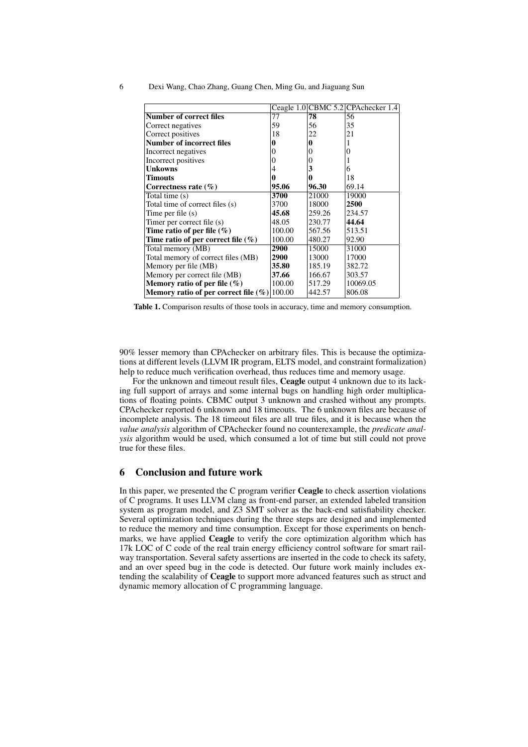| | Ceagle 1.0 | CBMC 5.2 | CPAchecker 1.4 |
|---|---|---|---|
| **Number of correct files** | 77 | **78** | 56 |
| Correct negatives | 59 | 56 | 35 |
| Correct positives | 18 | 22 | 21 |
| **Number of incorrect files** | **0** | **0** | 1 |
| Incorrect negatives | 0 | 0 | 0 |
| Incorrect positives | 0 | 0 | 1 |
| **Unkowns** | 4 | **3** | 6 |
| **Timouts** | **0** | **0** | 18 |
| **Correctness rate (%)** | **95.06** | **96.30** | 69.14 |
| Total time (s) | **3700** | 21000 | 19000 |
| Total time of correct files (s) | 3700 | 18000 | **2500** |
| Time per file (s) | **45.68** | 259.26 | 234.57 |
| Timer per correct file (s) | 48.05 | 230.77 | **44.64** |
| **Time ratio of per file (%)** | 100.00 | 567.56 | 513.51 |
| **Time ratio of per correct file (%)** | 100.00 | 480.27 | 92.90 |
| Total memory (MB) | **2900** | 15000 | 31000 |
| Total memory of correct files (MB) | **2900** | 13000 | 17000 |
| Memory per file (MB) | **35.80** | 185.19 | 382.72 |
| Memory per correct file (MB) | **37.66** | 166.67 | 303.57 |
| **Memory ratio of per file (%)** | 100.00 | 517.29 | 10069.05 |
| **Memory ratio of per correct file (%)** | 100.00 | 442.57 | 806.08 |

**Table 1.** Comparison results of those tools in accuracy, time and memory consumption.

90% lesser memory than CPAchecker on arbitrary files. This is because the optimizations at different levels (LLVM IR program, ELTS model, and constraint formalization) help to reduce much verification overhead, thus reduces time and memory usage.

For the unknown and timeout result files, **Ceagle** output 4 unknown due to its lacking full support of arrays and some internal bugs on handling high order multiplications of floating points. CBMC output 3 unknown and crashed without any prompts. CPAchecker reported 6 unknown and 18 timeouts. The 6 unknown files are because of incomplete analysis. The 18 timeout files are all true files, and it is because when the *value analysis* algorithm of CPAchecker found no counterexample, the *predicate analysis* algorithm would be used, which consumed a lot of time but still could not prove true for these files.

## 6 Conclusion and future work

In this paper, we presented the C program verifier **Ceagle** to check assertion violations of C programs. It uses LLVM clang as front-end parser, an extended labeled transition system as program model, and Z3 SMT solver as the back-end satisfiability checker. Several optimization techniques during the three steps are designed and implemented to reduce the memory and time consumption. Except for those experiments on benchmarks, we have applied **Ceagle** to verify the core optimization algorithm which has 17k LOC of C code of the real train energy efficiency control software for smart railway transportation. Several safety assertions are inserted in the code to check its safety, and an over speed bug in the code is detected. Our future work mainly includes extending the scalability of **Ceagle** to support more advanced features such as struct and dynamic memory allocation of C programming language.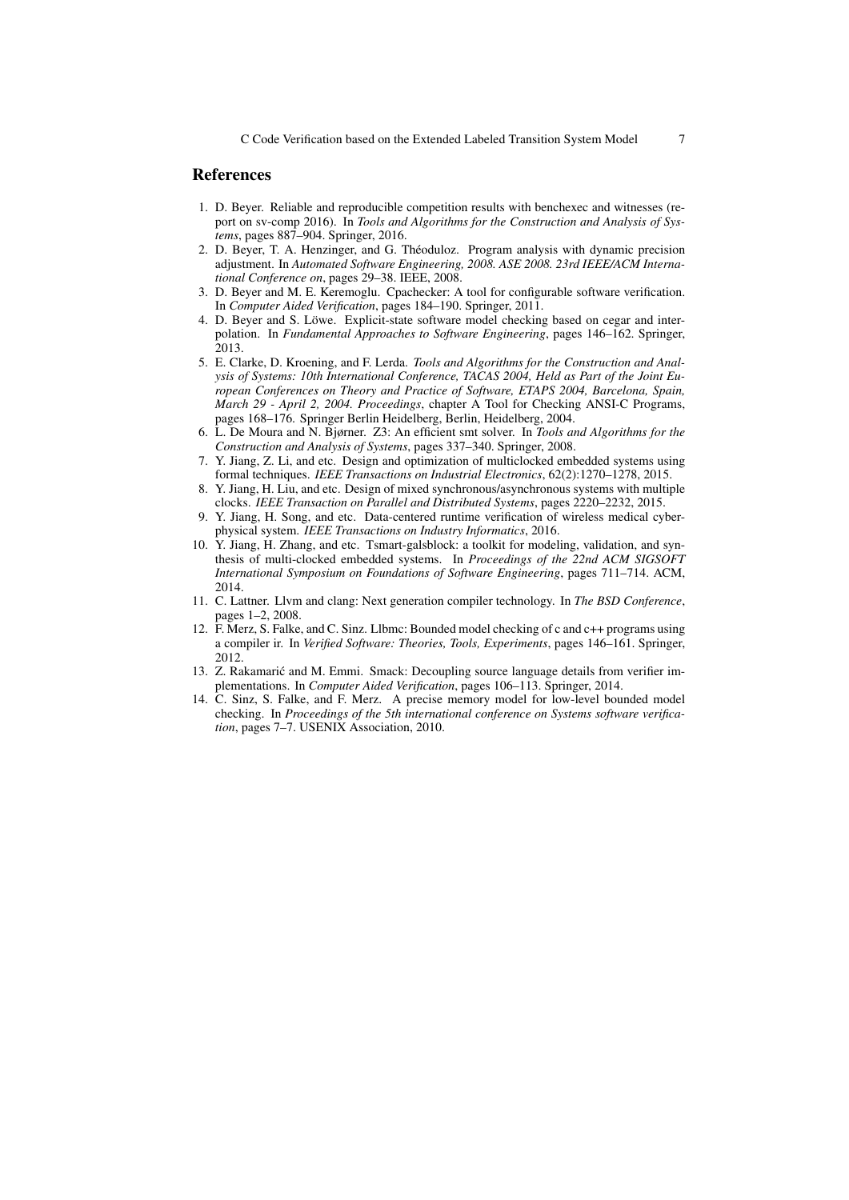## References

1. D. Beyer. Reliable and reproducible competition results with benchexec and witnesses (report on sv-comp 2016). In *Tools and Algorithms for the Construction and Analysis of Systems*, pages 887–904. Springer, 2016.
2. D. Beyer, T. A. Henzinger, and G. Théoduloz. Program analysis with dynamic precision adjustment. In *Automated Software Engineering, 2008. ASE 2008. 23rd IEEE/ACM International Conference on*, pages 29–38. IEEE, 2008.
3. D. Beyer and M. E. Keremoglu. Cpachecker: A tool for configurable software verification. In *Computer Aided Verification*, pages 184–190. Springer, 2011.
4. D. Beyer and S. Löwe. Explicit-state software model checking based on cegar and interpolation. In *Fundamental Approaches to Software Engineering*, pages 146–162. Springer, 2013.
5. E. Clarke, D. Kroening, and F. Lerda. *Tools and Algorithms for the Construction and Analysis of Systems: 10th International Conference, TACAS 2004, Held as Part of the Joint European Conferences on Theory and Practice of Software, ETAPS 2004, Barcelona, Spain, March 29 - April 2, 2004. Proceedings*, chapter A Tool for Checking ANSI-C Programs, pages 168–176. Springer Berlin Heidelberg, Berlin, Heidelberg, 2004.
6. L. De Moura and N. Bjørner. Z3: An efficient smt solver. In *Tools and Algorithms for the Construction and Analysis of Systems*, pages 337–340. Springer, 2008.
7. Y. Jiang, Z. Li, and etc. Design and optimization of multiclocked embedded systems using formal techniques. *IEEE Transactions on Industrial Electronics*, 62(2):1270–1278, 2015.
8. Y. Jiang, H. Liu, and etc. Design of mixed synchronous/asynchronous systems with multiple clocks. *IEEE Transaction on Parallel and Distributed Systems*, pages 2220–2232, 2015.
9. Y. Jiang, H. Song, and etc. Data-centered runtime verification of wireless medical cyber-physical system. *IEEE Transactions on Industry Informatics*, 2016.
10. Y. Jiang, H. Zhang, and etc. Tsmart-galsblock: a toolkit for modeling, validation, and synthesis of multi-clocked embedded systems. In *Proceedings of the 22nd ACM SIGSOFT International Symposium on Foundations of Software Engineering*, pages 711–714. ACM, 2014.
11. C. Lattner. Llvm and clang: Next generation compiler technology. In *The BSD Conference*, pages 1–2, 2008.
12. F. Merz, S. Falke, and C. Sinz. Llbmc: Bounded model checking of c and c++ programs using a compiler ir. In *Verified Software: Theories, Tools, Experiments*, pages 146–161. Springer, 2012.
13. Z. Rakamarić and M. Emmi. Smack: Decoupling source language details from verifier implementations. In *Computer Aided Verification*, pages 106–113. Springer, 2014.
14. C. Sinz, S. Falke, and F. Merz. A precise memory model for low-level bounded model checking. In *Proceedings of the 5th international conference on Systems software verification*, pages 7–7. USENIX Association, 2010.